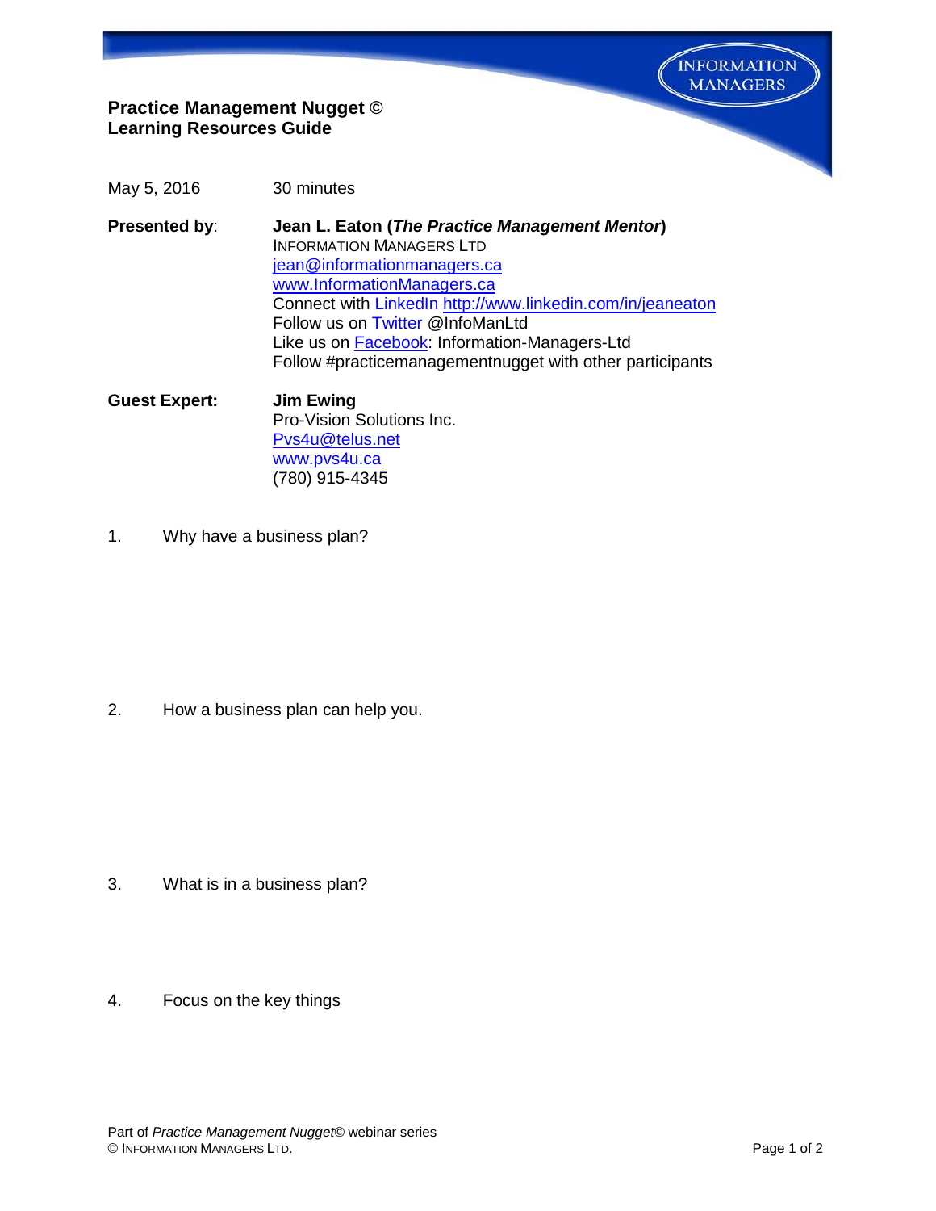**Practice Management Nugget ©**
**Learning Resources Guide**

May 5, 2016 30 minutes

**Presented by**: **Jean L. Eaton (*The Practice Management Mentor*)**
INFORMATION MANAGERS LTD
jean@informationmanagers.ca
www.InformationManagers.ca
Connect with LinkedIn http://www.linkedin.com/in/jeaneaton
Follow us on Twitter @InfoManLtd
Like us on Facebook: Information-Managers-Ltd
Follow #practicemanagementnugget with other participants

**Guest Expert:** **Jim Ewing**
Pro-Vision Solutions Inc.
Pvs4u@telus.net
www.pvs4u.ca
(780) 915-4345

1. Why have a business plan?

2. How a business plan can help you.

3. What is in a business plan?

4. Focus on the key things

Part of *Practice Management Nugget*© webinar series
© INFORMATION MANAGERS LTD.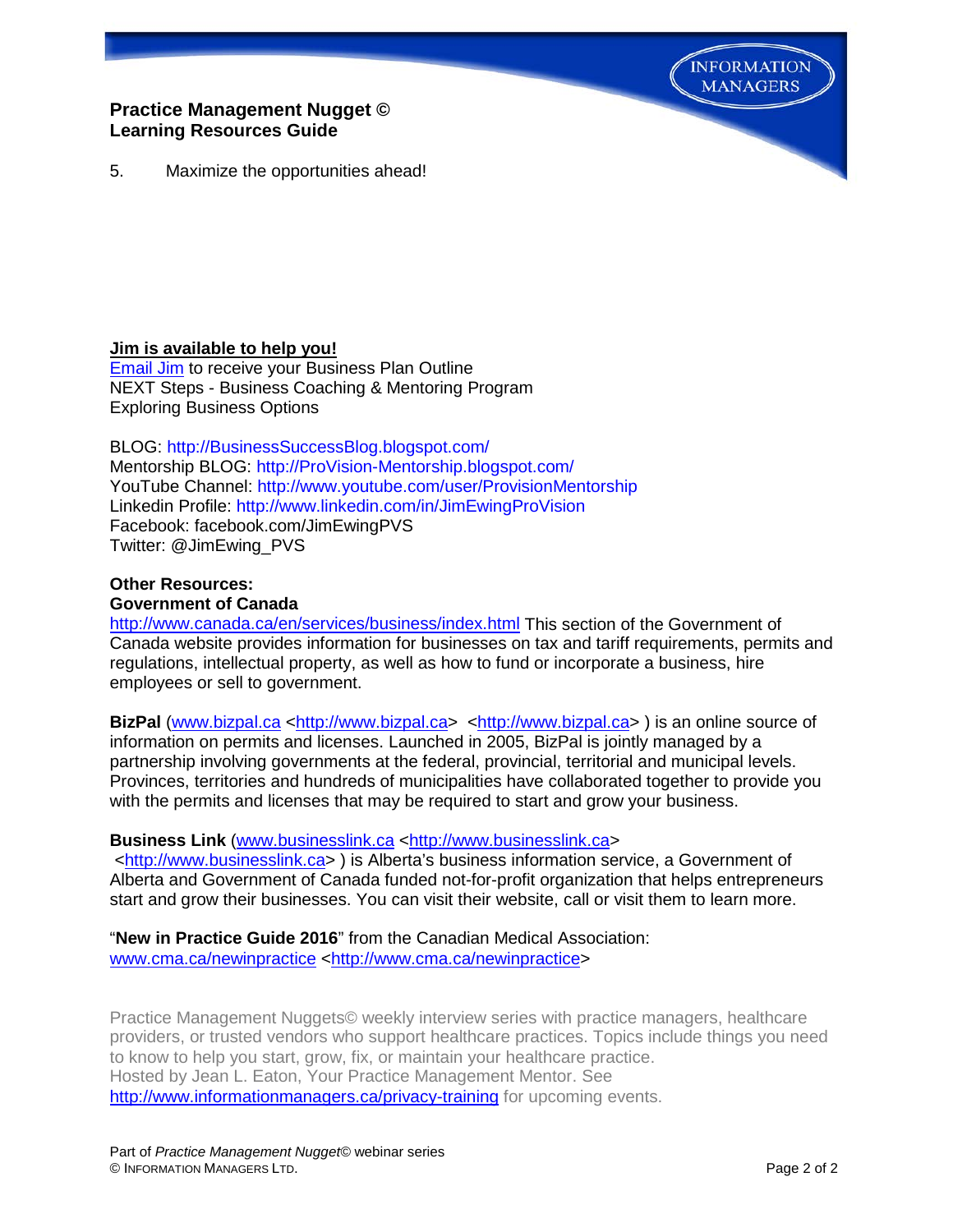**Practice Management Nugget ©**
**Learning Resources Guide**

5. Maximize the opportunities ahead!

**Jim is available to help you!**
Email Jim to receive your Business Plan Outline
NEXT Steps - Business Coaching & Mentoring Program
Exploring Business Options

BLOG: http://BusinessSuccessBlog.blogspot.com/
Mentorship BLOG: http://ProVision-Mentorship.blogspot.com/
YouTube Channel: http://www.youtube.com/user/ProvisionMentorship
Linkedin Profile: http://www.linkedin.com/in/JimEwingProVision
Facebook: facebook.com/JimEwingPVS
Twitter: @JimEwing_PVS

**Other Resources:**
**Government of Canada**
http://www.canada.ca/en/services/business/index.html This section of the Government of Canada website provides information for businesses on tax and tariff requirements, permits and regulations, intellectual property, as well as how to fund or incorporate a business, hire employees or sell to government.

**BizPal** (www.bizpal.ca <http://www.bizpal.ca> <http://www.bizpal.ca> ) is an online source of information on permits and licenses. Launched in 2005, BizPal is jointly managed by a partnership involving governments at the federal, provincial, territorial and municipal levels. Provinces, territories and hundreds of municipalities have collaborated together to provide you with the permits and licenses that may be required to start and grow your business.

**Business Link** (www.businesslink.ca <http://www.businesslink.ca> <http://www.businesslink.ca> ) is Alberta's business information service, a Government of Alberta and Government of Canada funded not-for-profit organization that helps entrepreneurs start and grow their businesses. You can visit their website, call or visit them to learn more.

"**New in Practice Guide 2016**" from the Canadian Medical Association:
www.cma.ca/newinpractice <http://www.cma.ca/newinpractice>

Practice Management Nuggets© weekly interview series with practice managers, healthcare providers, or trusted vendors who support healthcare practices. Topics include things you need to know to help you start, grow, fix, or maintain your healthcare practice.
Hosted by Jean L. Eaton, Your Practice Management Mentor. See http://www.informationmanagers.ca/privacy-training for upcoming events.

Part of *Practice Management Nugget*© webinar series
© Information Managers Ltd.